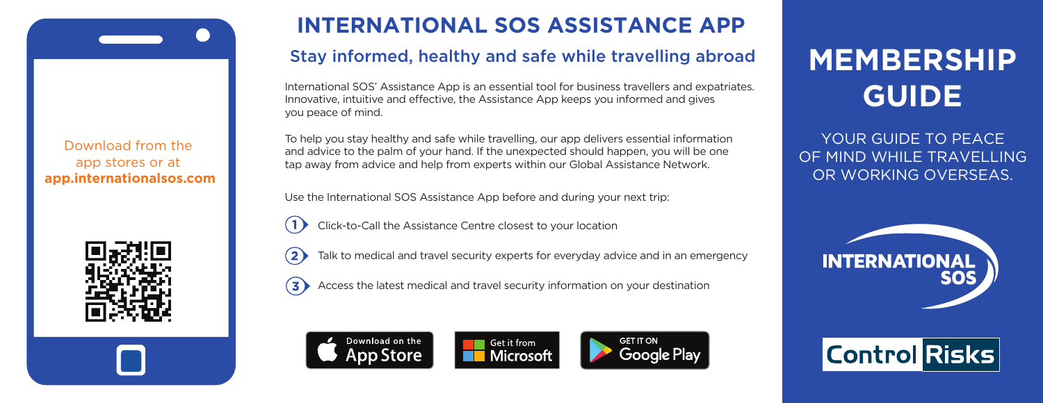Download from the app stores or at **app.internationalsos.com**

# INTERNATIONAL SOS ASSISTANCE APP

## Stay informed, healthy and safe while travelling abroad

International SOS' Assistance App is an essential tool for business travellers and expatriates. Innovative, intuitive and effective, the Assistance App keeps you informed and gives you peace of mind.

To help you stay healthy and safe while travelling, our app delivers essential information and advice to the palm of your hand. If the unexpected should happen, you will be one tap away from advice and help from experts within our Global Assistance Network.

Use the International SOS Assistance App before and during your next trip:

1. Click-to-Call the Assistance Centre closest to your location
2. Talk to medical and travel security experts for everyday advice and in an emergency
3. Access the latest medical and travel security information on your destination

Download on the App Store | Get it from Microsoft | GET IT ON Google Play

# MEMBERSHIP GUIDE

YOUR GUIDE TO PEACE OF MIND WHILE TRAVELLING OR WORKING OVERSEAS.

INTERNATIONAL SOS

Control Risks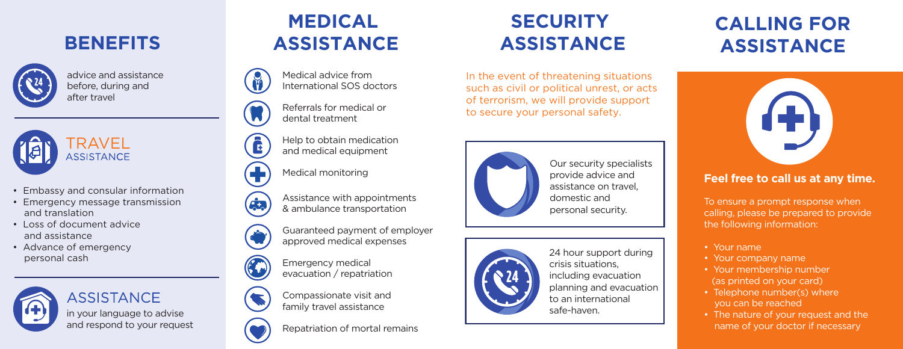## BENEFITS

advice and assistance before, during and after travel

### TRAVEL ASSISTANCE

- Embassy and consular information
- Emergency message transmission and translation
- Loss of document advice and assistance
- Advance of emergency personal cash

### ASSISTANCE

in your language to advise and respond to your request

## MEDICAL ASSISTANCE

- Medical advice from International SOS doctors
- Referrals for medical or dental treatment
- Help to obtain medication and medical equipment
- Medical monitoring
- Assistance with appointments & ambulance transportation
- Guaranteed payment of employer approved medical expenses
- Emergency medical evacuation / repatriation
- Compassionate visit and family travel assistance
- Repatriation of mortal remains

## SECURITY ASSISTANCE

In the event of threatening situations such as civil or political unrest, or acts of terrorism, we will provide support to secure your personal safety.

Our security specialists provide advice and assistance on travel, domestic and personal security.

24 hour support during crisis situations, including evacuation planning and evacuation to an international safe-haven.

## CALLING FOR ASSISTANCE

**Feel free to call us at any time.**

To ensure a prompt response when calling, please be prepared to provide the following information:

- Your name
- Your company name
- Your membership number (as printed on your card)
- Telephone number(s) where you can be reached
- The nature of your request and the name of your doctor if necessary